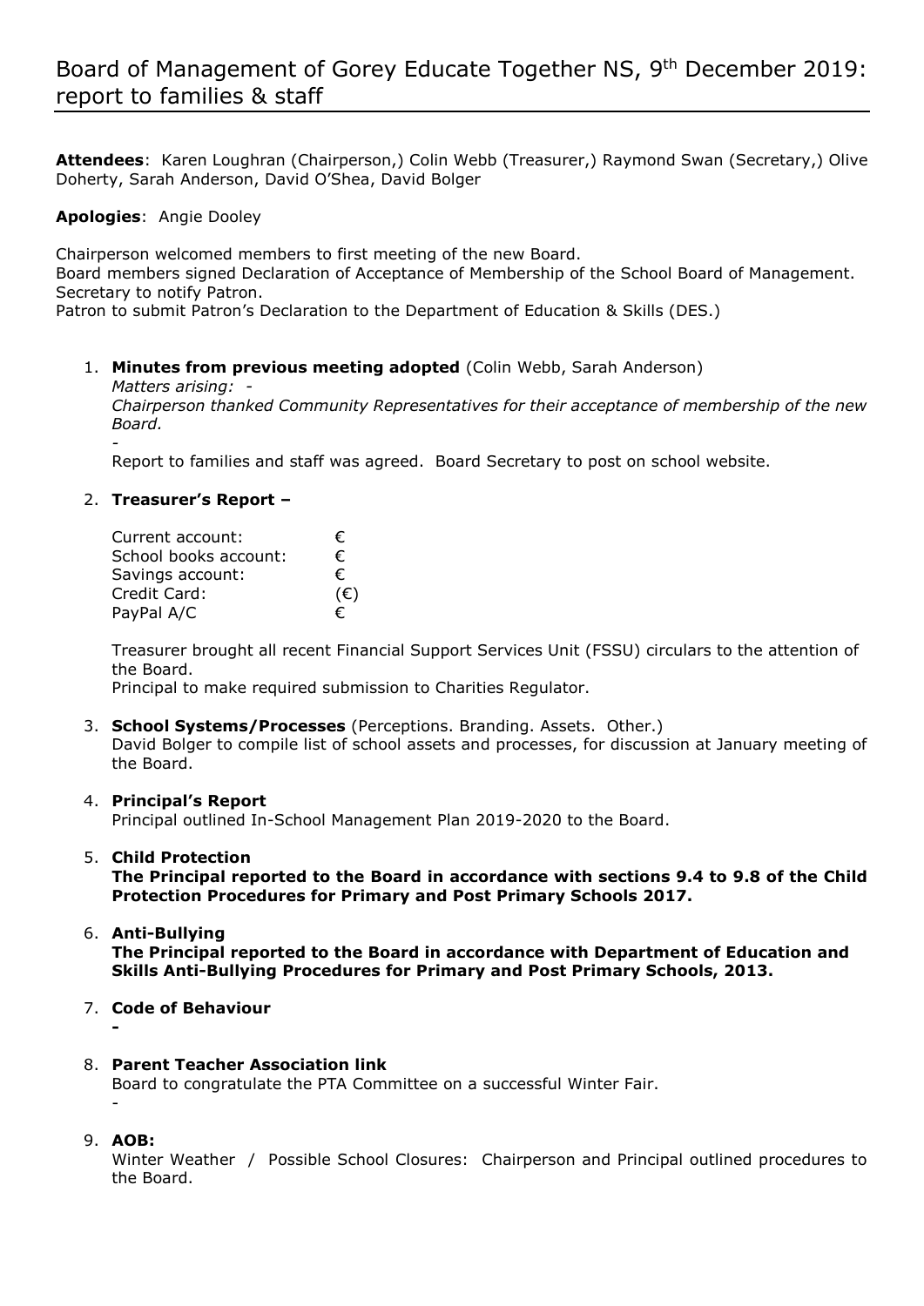# Board of Management of Gorey Educate Together NS, 9th December 2019: report to families & staff

**Attendees**: Karen Loughran (Chairperson,) Colin Webb (Treasurer,) Raymond Swan (Secretary,) Olive Doherty, Sarah Anderson, David O'Shea, David Bolger

**Apologies**: Angie Dooley

Chairperson welcomed members to first meeting of the new Board.
Board members signed Declaration of Acceptance of Membership of the School Board of Management.
Secretary to notify Patron.
Patron to submit Patron's Declaration to the Department of Education & Skills (DES.)

1. **Minutes from previous meeting adopted** (Colin Webb, Sarah Anderson)
   *Matters arising: -*
   *Chairperson thanked Community Representatives for their acceptance of membership of the new Board.*
   -
   Report to families and staff was agreed. Board Secretary to post on school website.

2. **Treasurer's Report –**

   | | |
   |---|---|
   | Current account: | € |
   | School books account: | € |
   | Savings account: | € |
   | Credit Card: | (€) |
   | PayPal A/C | € |

   Treasurer brought all recent Financial Support Services Unit (FSSU) circulars to the attention of the Board.
   Principal to make required submission to Charities Regulator.

3. **School Systems/Processes** (Perceptions. Branding. Assets. Other.)
   David Bolger to compile list of school assets and processes, for discussion at January meeting of the Board.

4. **Principal's Report**
   Principal outlined In-School Management Plan 2019-2020 to the Board.

5. **Child Protection**
   **The Principal reported to the Board in accordance with sections 9.4 to 9.8 of the Child Protection Procedures for Primary and Post Primary Schools 2017.**

6. **Anti-Bullying**
   **The Principal reported to the Board in accordance with Department of Education and Skills Anti-Bullying Procedures for Primary and Post Primary Schools, 2013.**

7. **Code of Behaviour**
   **-**

8. **Parent Teacher Association link**
   Board to congratulate the PTA Committee on a successful Winter Fair.
   -

9. **AOB:**
   Winter Weather / Possible School Closures: Chairperson and Principal outlined procedures to the Board.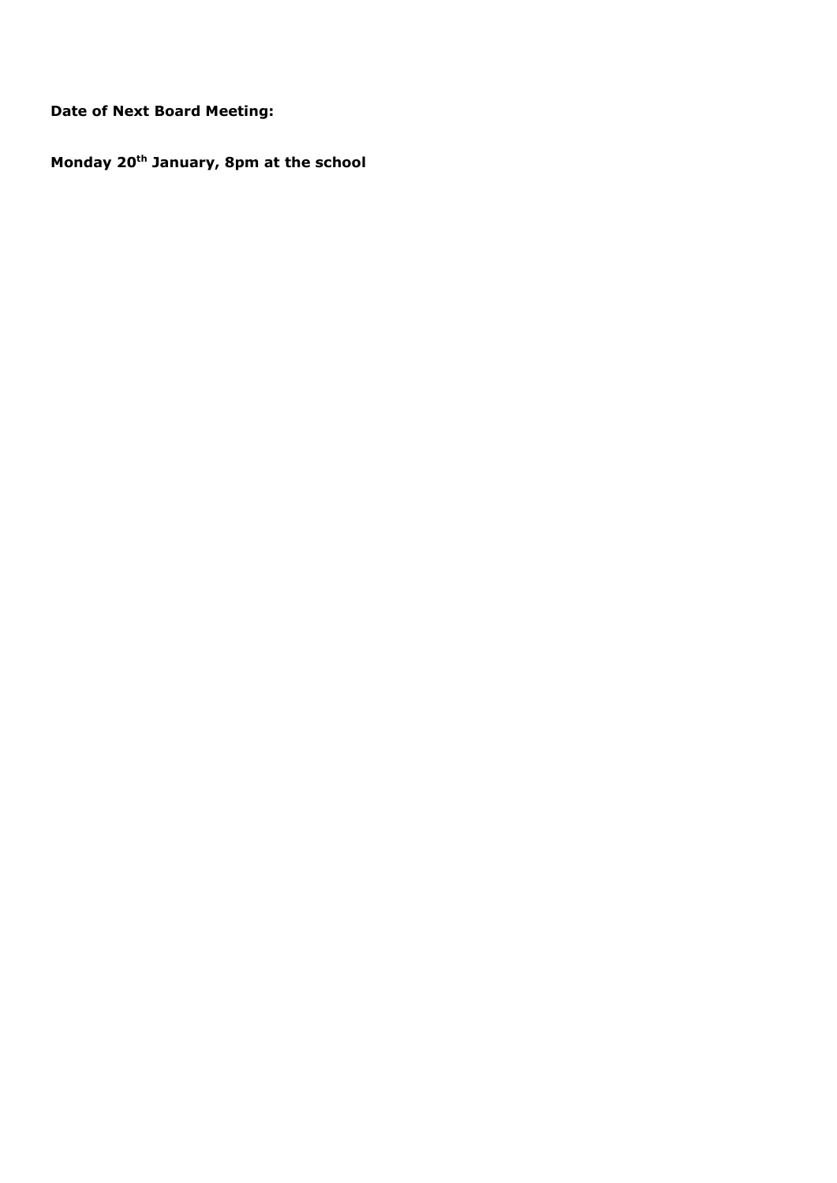**Date of Next Board Meeting:**

**Monday 20th January, 8pm at the school**